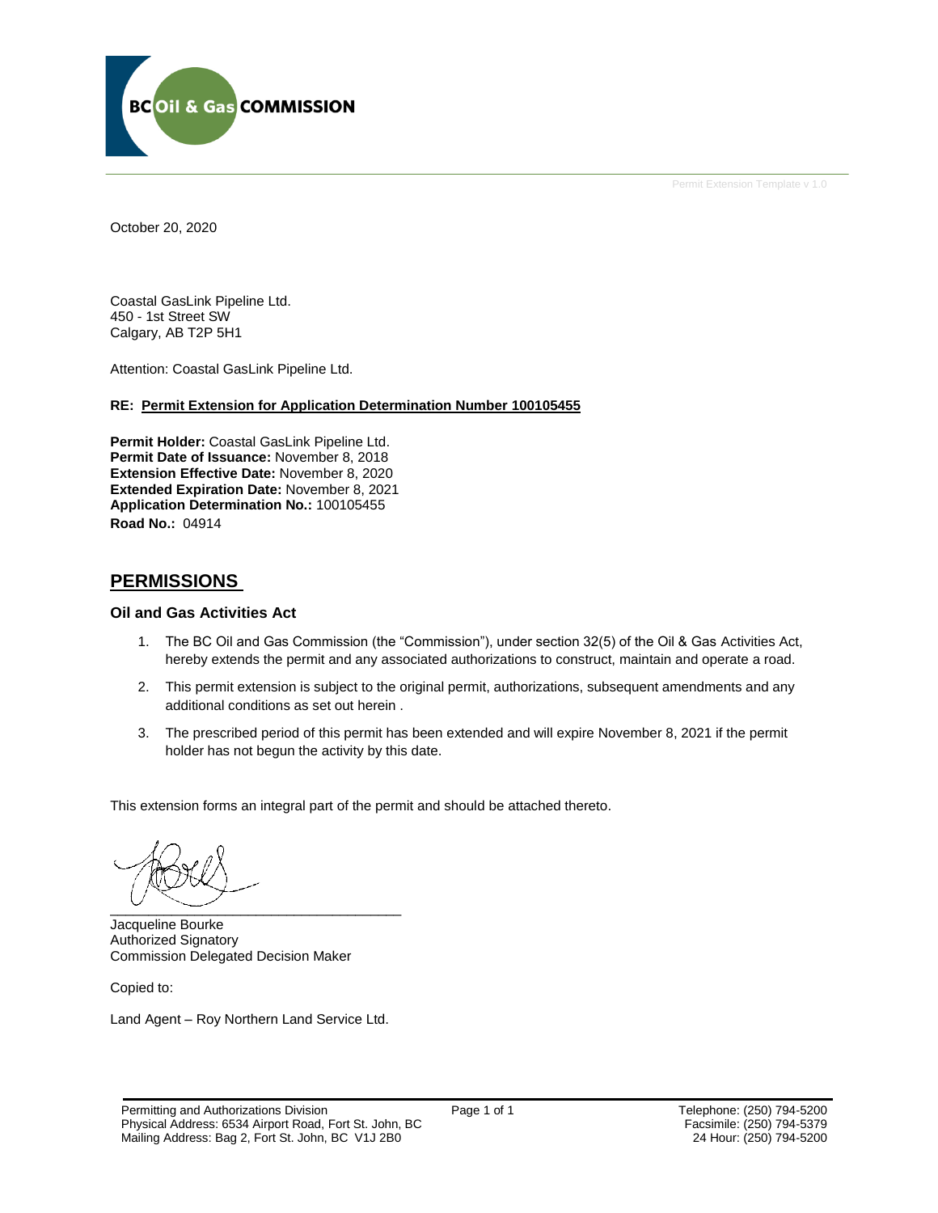Permit Extension Template v 1.0

October 20, 2020

Coastal GasLink Pipeline Ltd.
450 - 1st Street SW
Calgary, AB T2P 5H1

Attention: Coastal GasLink Pipeline Ltd.

**RE: Permit Extension for Application Determination Number 100105455**

**Permit Holder:** Coastal GasLink Pipeline Ltd.
**Permit Date of Issuance:** November 8, 2018
**Extension Effective Date:** November 8, 2020
**Extended Expiration Date:** November 8, 2021
**Application Determination No.:** 100105455
**Road No.:** 04914

## PERMISSIONS

### Oil and Gas Activities Act

1. The BC Oil and Gas Commission (the "Commission"), under section 32(5) of the Oil & Gas Activities Act, hereby extends the permit and any associated authorizations to construct, maintain and operate a road.
2. This permit extension is subject to the original permit, authorizations, subsequent amendments and any additional conditions as set out herein .
3. The prescribed period of this permit has been extended and will expire November 8, 2021 if the permit holder has not begun the activity by this date.

This extension forms an integral part of the permit and should be attached thereto.

Jacqueline Bourke
Authorized Signatory
Commission Delegated Decision Maker

Copied to:

Land Agent – Roy Northern Land Service Ltd.

Permitting and Authorizations Division
Physical Address: 6534 Airport Road, Fort St. John, BC
Mailing Address: Bag 2, Fort St. John, BC V1J 2B0

Telephone: (250) 794-5200
Facsimile: (250) 794-5379
24 Hour: (250) 794-5200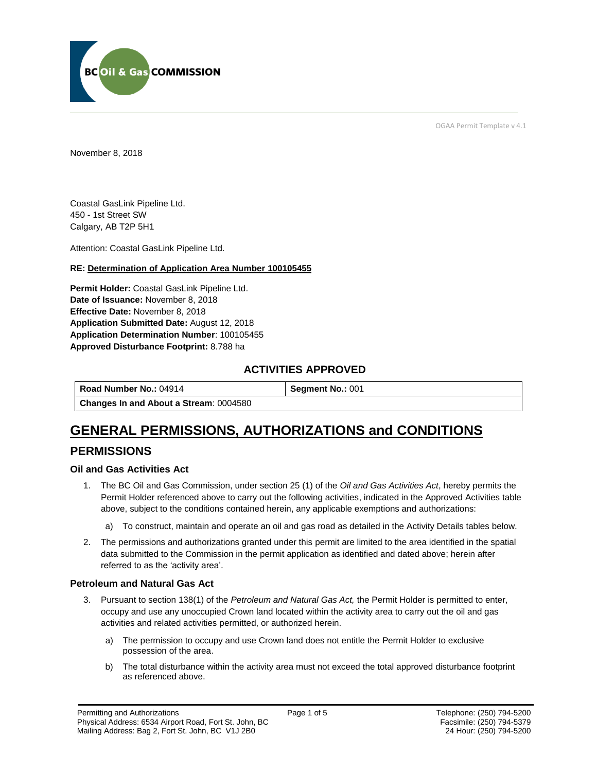OGAA Permit Template v 4.1

November 8, 2018

Coastal GasLink Pipeline Ltd.
450 - 1st Street SW
Calgary, AB T2P 5H1

Attention: Coastal GasLink Pipeline Ltd.

**RE: Determination of Application Area Number 100105455**

**Permit Holder:** Coastal GasLink Pipeline Ltd.
**Date of Issuance:** November 8, 2018
**Effective Date:** November 8, 2018
**Application Submitted Date:** August 12, 2018
**Application Determination Number**: 100105455
**Approved Disturbance Footprint:** 8.788 ha

### ACTIVITIES APPROVED

| **Road Number No.:** 04914 | **Segment No.:** 001 |
|---|---|
| **Changes In and About a Stream**: 0004580 | |

# GENERAL PERMISSIONS, AUTHORIZATIONS and CONDITIONS

## PERMISSIONS

### Oil and Gas Activities Act

1. The BC Oil and Gas Commission, under section 25 (1) of the *Oil and Gas Activities Act*, hereby permits the Permit Holder referenced above to carry out the following activities, indicated in the Approved Activities table above, subject to the conditions contained herein, any applicable exemptions and authorizations:

    a) To construct, maintain and operate an oil and gas road as detailed in the Activity Details tables below.

2. The permissions and authorizations granted under this permit are limited to the area identified in the spatial data submitted to the Commission in the permit application as identified and dated above; herein after referred to as the 'activity area'.

### Petroleum and Natural Gas Act

3. Pursuant to section 138(1) of the *Petroleum and Natural Gas Act,* the Permit Holder is permitted to enter, occupy and use any unoccupied Crown land located within the activity area to carry out the oil and gas activities and related activities permitted, or authorized herein.

    a) The permission to occupy and use Crown land does not entitle the Permit Holder to exclusive possession of the area.

    b) The total disturbance within the activity area must not exceed the total approved disturbance footprint as referenced above.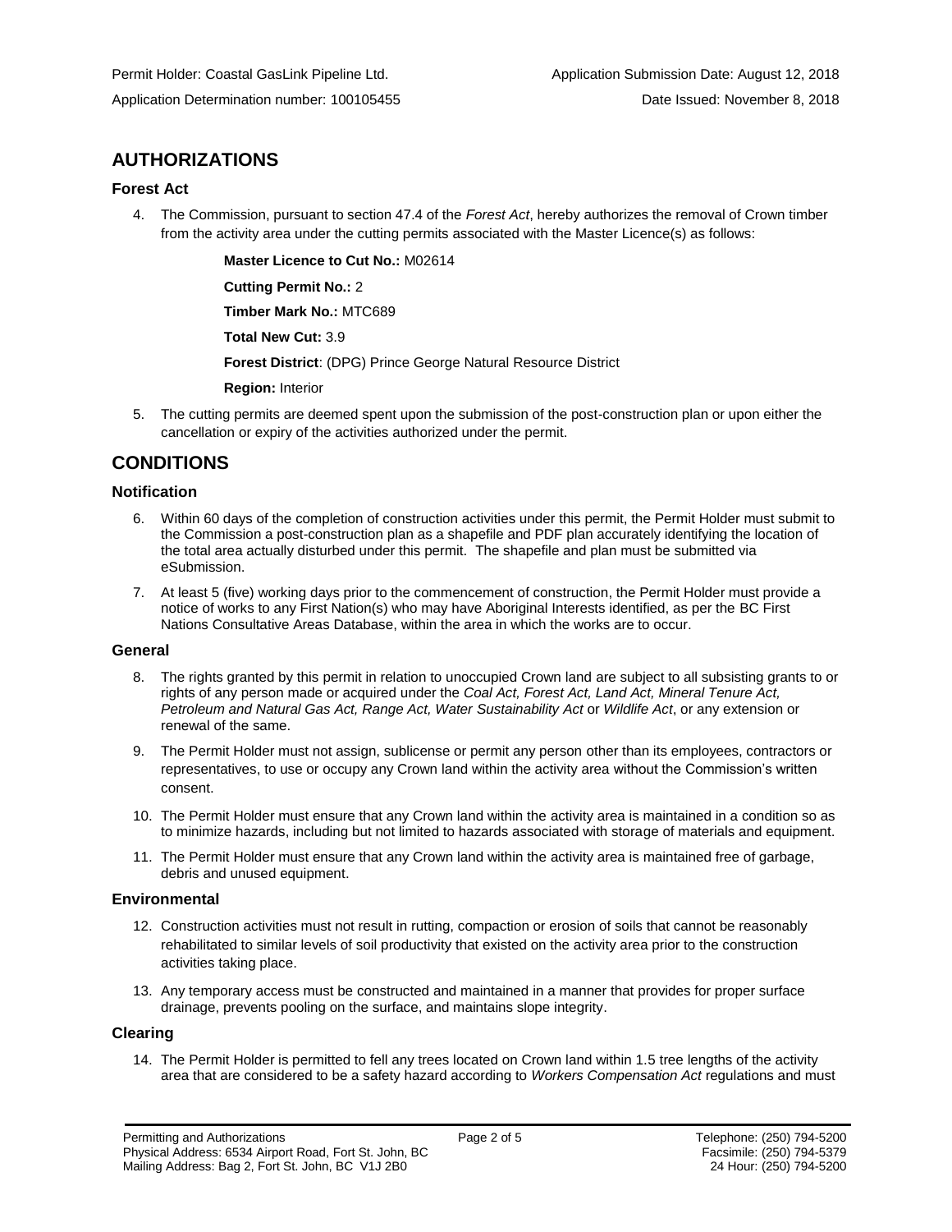Permit Holder: Coastal GasLink Pipeline Ltd.

Application Submission Date: August 12, 2018

Application Determination number: 100105455

Date Issued: November 8, 2018

## AUTHORIZATIONS

### Forest Act

4. The Commission, pursuant to section 47.4 of the *Forest Act*, hereby authorizes the removal of Crown timber from the activity area under the cutting permits associated with the Master Licence(s) as follows:

   **Master Licence to Cut No.:** M02614

   **Cutting Permit No.:** 2

   **Timber Mark No.:** MTC689

   **Total New Cut:** 3.9

   **Forest District**: (DPG) Prince George Natural Resource District

   **Region:** Interior

5. The cutting permits are deemed spent upon the submission of the post-construction plan or upon either the cancellation or expiry of the activities authorized under the permit.

## CONDITIONS

### Notification

6. Within 60 days of the completion of construction activities under this permit, the Permit Holder must submit to the Commission a post-construction plan as a shapefile and PDF plan accurately identifying the location of the total area actually disturbed under this permit. The shapefile and plan must be submitted via eSubmission.
7. At least 5 (five) working days prior to the commencement of construction, the Permit Holder must provide a notice of works to any First Nation(s) who may have Aboriginal Interests identified, as per the BC First Nations Consultative Areas Database, within the area in which the works are to occur.

### General

8. The rights granted by this permit in relation to unoccupied Crown land are subject to all subsisting grants to or rights of any person made or acquired under the *Coal Act, Forest Act, Land Act, Mineral Tenure Act, Petroleum and Natural Gas Act, Range Act, Water Sustainability Act* or *Wildlife Act*, or any extension or renewal of the same.
9. The Permit Holder must not assign, sublicense or permit any person other than its employees, contractors or representatives, to use or occupy any Crown land within the activity area without the Commission's written consent.
10. The Permit Holder must ensure that any Crown land within the activity area is maintained in a condition so as to minimize hazards, including but not limited to hazards associated with storage of materials and equipment.
11. The Permit Holder must ensure that any Crown land within the activity area is maintained free of garbage, debris and unused equipment.

### Environmental

12. Construction activities must not result in rutting, compaction or erosion of soils that cannot be reasonably rehabilitated to similar levels of soil productivity that existed on the activity area prior to the construction activities taking place.
13. Any temporary access must be constructed and maintained in a manner that provides for proper surface drainage, prevents pooling on the surface, and maintains slope integrity.

### Clearing

14. The Permit Holder is permitted to fell any trees located on Crown land within 1.5 tree lengths of the activity area that are considered to be a safety hazard according to *Workers Compensation Act* regulations and must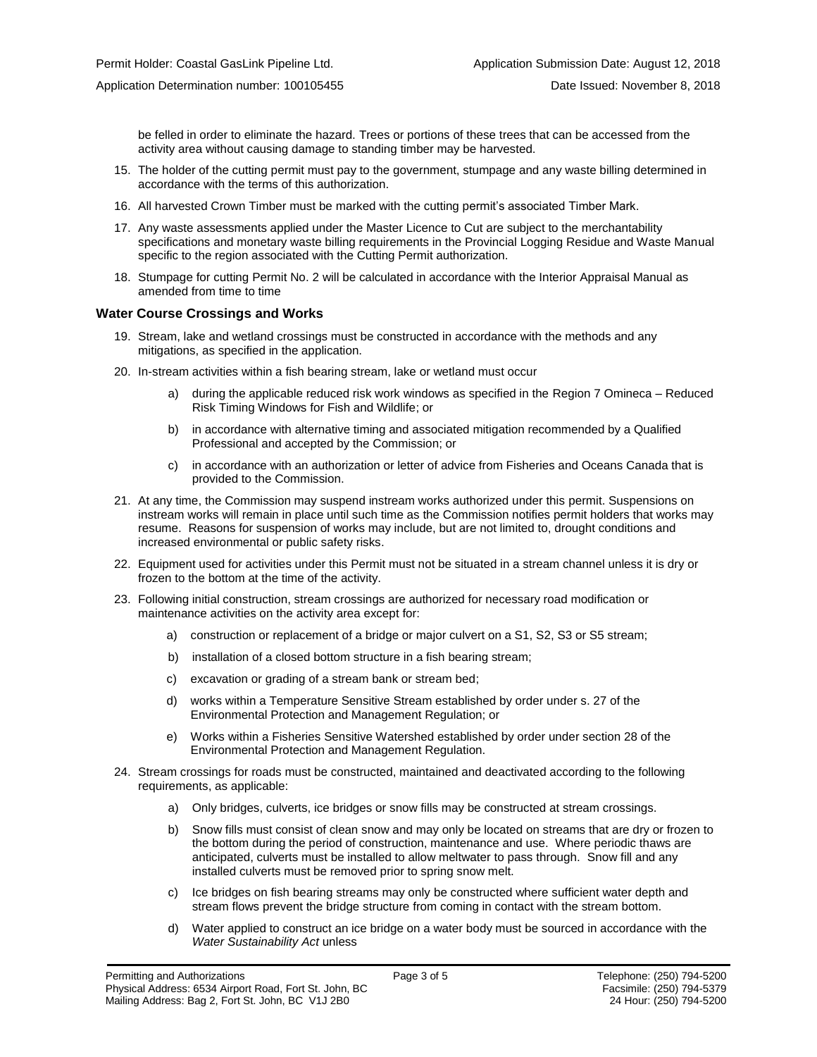be felled in order to eliminate the hazard. Trees or portions of these trees that can be accessed from the activity area without causing damage to standing timber may be harvested.

15. The holder of the cutting permit must pay to the government, stumpage and any waste billing determined in accordance with the terms of this authorization.
16. All harvested Crown Timber must be marked with the cutting permit's associated Timber Mark.
17. Any waste assessments applied under the Master Licence to Cut are subject to the merchantability specifications and monetary waste billing requirements in the Provincial Logging Residue and Waste Manual specific to the region associated with the Cutting Permit authorization.
18. Stumpage for cutting Permit No. 2 will be calculated in accordance with the Interior Appraisal Manual as amended from time to time

### Water Course Crossings and Works

19. Stream, lake and wetland crossings must be constructed in accordance with the methods and any mitigations, as specified in the application.
20. In-stream activities within a fish bearing stream, lake or wetland must occur
    a) during the applicable reduced risk work windows as specified in the Region 7 Omineca – Reduced Risk Timing Windows for Fish and Wildlife; or
    b) in accordance with alternative timing and associated mitigation recommended by a Qualified Professional and accepted by the Commission; or
    c) in accordance with an authorization or letter of advice from Fisheries and Oceans Canada that is provided to the Commission.
21. At any time, the Commission may suspend instream works authorized under this permit. Suspensions on instream works will remain in place until such time as the Commission notifies permit holders that works may resume. Reasons for suspension of works may include, but are not limited to, drought conditions and increased environmental or public safety risks.
22. Equipment used for activities under this Permit must not be situated in a stream channel unless it is dry or frozen to the bottom at the time of the activity.
23. Following initial construction, stream crossings are authorized for necessary road modification or maintenance activities on the activity area except for:
    a) construction or replacement of a bridge or major culvert on a S1, S2, S3 or S5 stream;
    b) installation of a closed bottom structure in a fish bearing stream;
    c) excavation or grading of a stream bank or stream bed;
    d) works within a Temperature Sensitive Stream established by order under s. 27 of the Environmental Protection and Management Regulation; or
    e) Works within a Fisheries Sensitive Watershed established by order under section 28 of the Environmental Protection and Management Regulation.
24. Stream crossings for roads must be constructed, maintained and deactivated according to the following requirements, as applicable:
    a) Only bridges, culverts, ice bridges or snow fills may be constructed at stream crossings.
    b) Snow fills must consist of clean snow and may only be located on streams that are dry or frozen to the bottom during the period of construction, maintenance and use. Where periodic thaws are anticipated, culverts must be installed to allow meltwater to pass through. Snow fill and any installed culverts must be removed prior to spring snow melt.
    c) Ice bridges on fish bearing streams may only be constructed where sufficient water depth and stream flows prevent the bridge structure from coming in contact with the stream bottom.
    d) Water applied to construct an ice bridge on a water body must be sourced in accordance with the *Water Sustainability Act* unless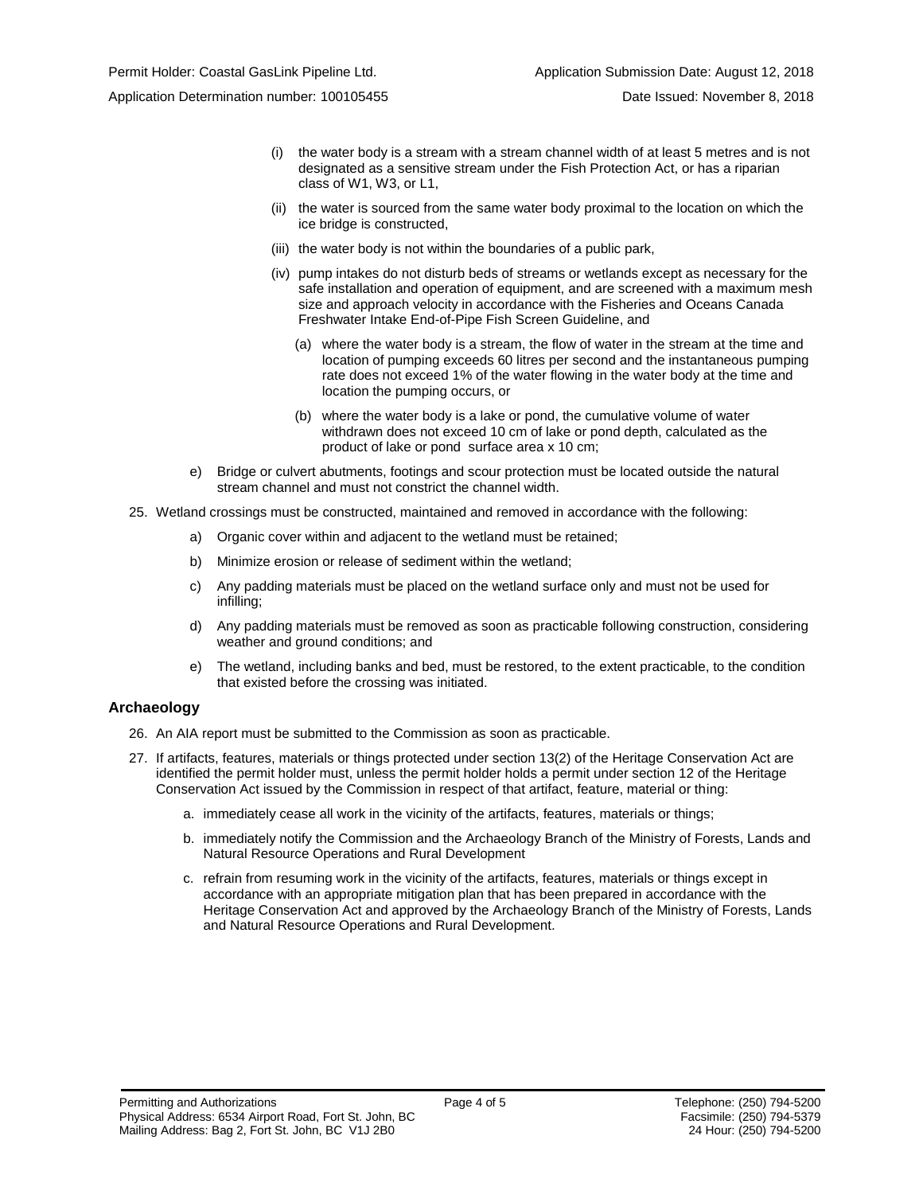(i) the water body is a stream with a stream channel width of at least 5 metres and is not designated as a sensitive stream under the Fish Protection Act, or has a riparian class of W1, W3, or L1,

(ii) the water is sourced from the same water body proximal to the location on which the ice bridge is constructed,

(iii) the water body is not within the boundaries of a public park,

(iv) pump intakes do not disturb beds of streams or wetlands except as necessary for the safe installation and operation of equipment, and are screened with a maximum mesh size and approach velocity in accordance with the Fisheries and Oceans Canada Freshwater Intake End-of-Pipe Fish Screen Guideline, and

(a) where the water body is a stream, the flow of water in the stream at the time and location of pumping exceeds 60 litres per second and the instantaneous pumping rate does not exceed 1% of the water flowing in the water body at the time and location the pumping occurs, or

(b) where the water body is a lake or pond, the cumulative volume of water withdrawn does not exceed 10 cm of lake or pond depth, calculated as the product of lake or pond surface area x 10 cm;

e) Bridge or culvert abutments, footings and scour protection must be located outside the natural stream channel and must not constrict the channel width.

25. Wetland crossings must be constructed, maintained and removed in accordance with the following:

a) Organic cover within and adjacent to the wetland must be retained;

b) Minimize erosion or release of sediment within the wetland;

c) Any padding materials must be placed on the wetland surface only and must not be used for infilling;

d) Any padding materials must be removed as soon as practicable following construction, considering weather and ground conditions; and

e) The wetland, including banks and bed, must be restored, to the extent practicable, to the condition that existed before the crossing was initiated.

### Archaeology

26. An AIA report must be submitted to the Commission as soon as practicable.

27. If artifacts, features, materials or things protected under section 13(2) of the Heritage Conservation Act are identified the permit holder must, unless the permit holder holds a permit under section 12 of the Heritage Conservation Act issued by the Commission in respect of that artifact, feature, material or thing:

a. immediately cease all work in the vicinity of the artifacts, features, materials or things;

b. immediately notify the Commission and the Archaeology Branch of the Ministry of Forests, Lands and Natural Resource Operations and Rural Development

c. refrain from resuming work in the vicinity of the artifacts, features, materials or things except in accordance with an appropriate mitigation plan that has been prepared in accordance with the Heritage Conservation Act and approved by the Archaeology Branch of the Ministry of Forests, Lands and Natural Resource Operations and Rural Development.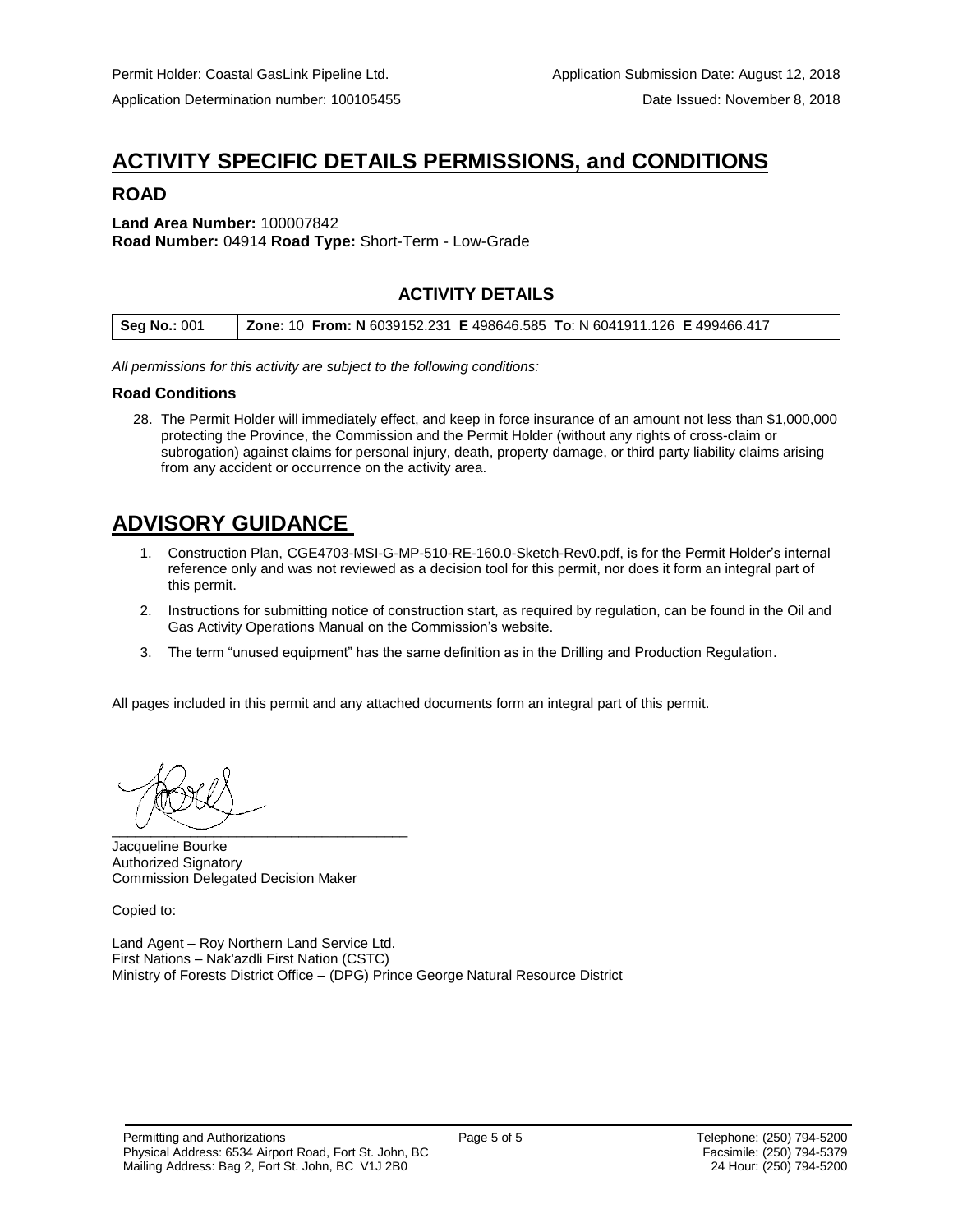Permit Holder: Coastal GasLink Pipeline Ltd.  Application Submission Date: August 12, 2018

Application Determination number: 100105455  Date Issued: November 8, 2018

# ACTIVITY SPECIFIC DETAILS PERMISSIONS, and CONDITIONS

## ROAD

**Land Area Number:** 100007842
**Road Number:** 04914 **Road Type:** Short-Term - Low-Grade

### ACTIVITY DETAILS

| | |
|---|---|
| **Seg No.:** 001 | **Zone:** 10 **From: N** 6039152.231 **E** 498646.585 **To**: N 6041911.126 **E** 499466.417 |

*All permissions for this activity are subject to the following conditions:*

### Road Conditions

28. The Permit Holder will immediately effect, and keep in force insurance of an amount not less than $1,000,000 protecting the Province, the Commission and the Permit Holder (without any rights of cross-claim or subrogation) against claims for personal injury, death, property damage, or third party liability claims arising from any accident or occurrence on the activity area.

# ADVISORY GUIDANCE

1. Construction Plan, CGE4703-MSI-G-MP-510-RE-160.0-Sketch-Rev0.pdf, is for the Permit Holder's internal reference only and was not reviewed as a decision tool for this permit, nor does it form an integral part of this permit.
2. Instructions for submitting notice of construction start, as required by regulation, can be found in the Oil and Gas Activity Operations Manual on the Commission's website.
3. The term "unused equipment" has the same definition as in the Drilling and Production Regulation.

All pages included in this permit and any attached documents form an integral part of this permit.

\_\_\_\_\_\_\_\_\_\_\_\_\_\_\_\_\_\_\_\_\_\_\_\_\_\_\_\_\_\_\_\_\_\_\_\_

Jacqueline Bourke
Authorized Signatory
Commission Delegated Decision Maker

Copied to:

Land Agent – Roy Northern Land Service Ltd.
First Nations – Nak'azdli First Nation (CSTC)
Ministry of Forests District Office – (DPG) Prince George Natural Resource District